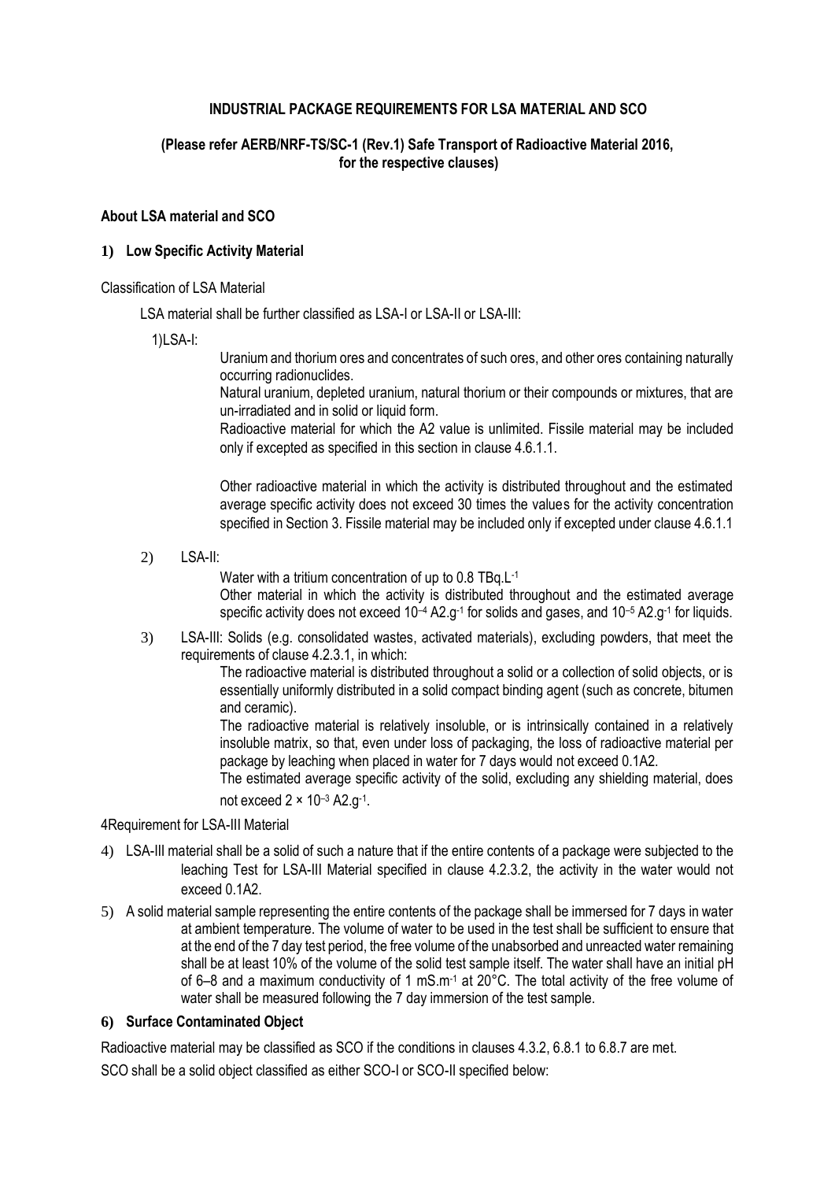**INDUSTRIAL PACKAGE REQUIREMENTS FOR LSA MATERIAL AND SCO**

**(Please refer AERB/NRF-TS/SC-1 (Rev.1) Safe Transport of Radioactive Material 2016, for the respective clauses)**

**About LSA material and SCO**

**1) Low Specific Activity Material**

Classification of LSA Material

LSA material shall be further classified as LSA-I or LSA-II or LSA-III:

1)LSA-I:

Uranium and thorium ores and concentrates of such ores, and other ores containing naturally occurring radionuclides.

Natural uranium, depleted uranium, natural thorium or their compounds or mixtures, that are un-irradiated and in solid or liquid form.

Radioactive material for which the A2 value is unlimited. Fissile material may be included only if excepted as specified in this section in clause 4.6.1.1.

Other radioactive material in which the activity is distributed throughout and the estimated average specific activity does not exceed 30 times the values for the activity concentration specified in Section 3. Fissile material may be included only if excepted under clause 4.6.1.1

2) LSA-II:

Water with a tritium concentration of up to 0.8 $TBq.L^{-1}$

Other material in which the activity is distributed throughout and the estimated average specific activity does not exceed $10^{-4}$ $A2.g^{-1}$ for solids and gases, and $10^{-5}$ $A2.g^{-1}$ for liquids.

3) LSA-III: Solids (e.g. consolidated wastes, activated materials), excluding powders, that meet the requirements of clause 4.2.3.1, in which:

The radioactive material is distributed throughout a solid or a collection of solid objects, or is essentially uniformly distributed in a solid compact binding agent (such as concrete, bitumen and ceramic).

The radioactive material is relatively insoluble, or is intrinsically contained in a relatively insoluble matrix, so that, even under loss of packaging, the loss of radioactive material per package by leaching when placed in water for 7 days would not exceed 0.1A2.

The estimated average specific activity of the solid, excluding any shielding material, does not exceed $2 \times 10^{-3}$ $A2.g^{-1}$.

4Requirement for LSA-III Material

4) LSA-III material shall be a solid of such a nature that if the entire contents of a package were subjected to the leaching Test for LSA-III Material specified in clause 4.2.3.2, the activity in the water would not exceed 0.1A2.

5) A solid material sample representing the entire contents of the package shall be immersed for 7 days in water at ambient temperature. The volume of water to be used in the test shall be sufficient to ensure that at the end of the 7 day test period, the free volume of the unabsorbed and unreacted water remaining shall be at least 10% of the volume of the solid test sample itself. The water shall have an initial pH of 6–8 and a maximum conductivity of 1 $mS.m^{-1}$ at 20°C. The total activity of the free volume of water shall be measured following the 7 day immersion of the test sample.

**6) Surface Contaminated Object**

Radioactive material may be classified as SCO if the conditions in clauses 4.3.2, 6.8.1 to 6.8.7 are met.

SCO shall be a solid object classified as either SCO-I or SCO-II specified below: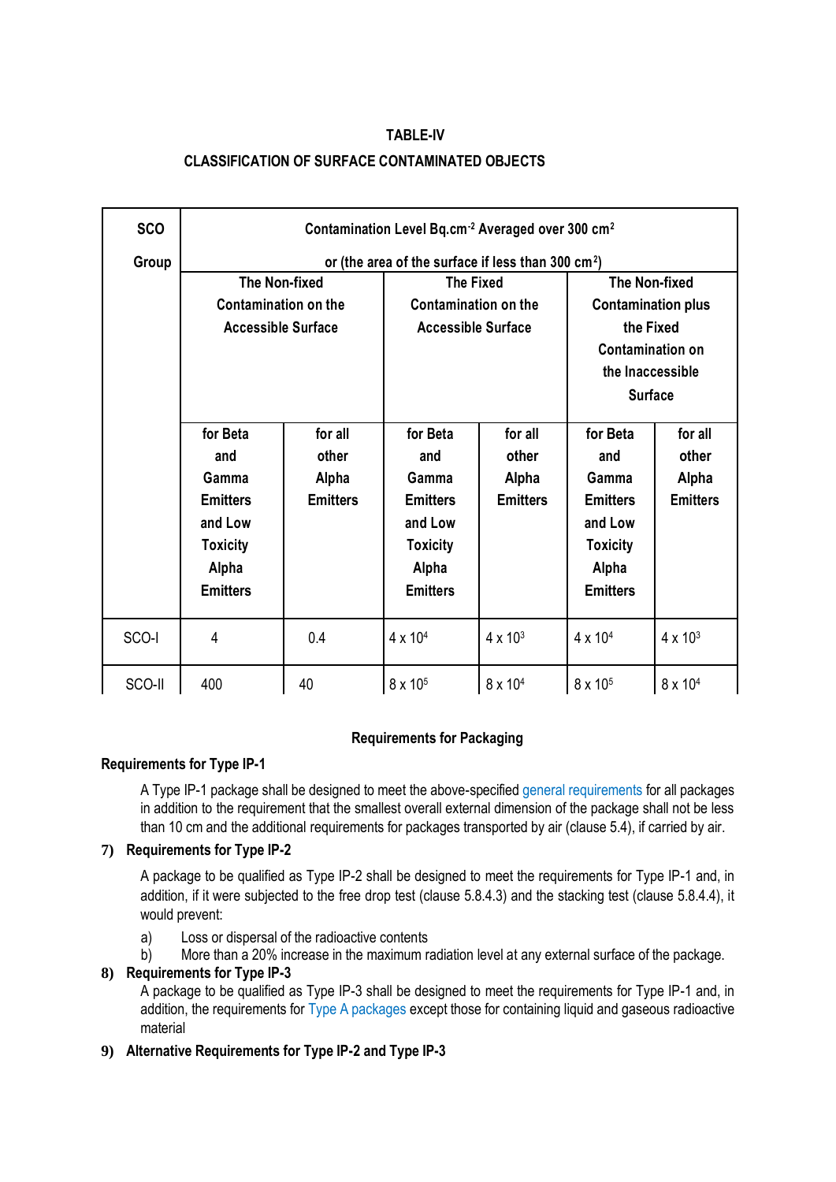**TABLE-IV**

**CLASSIFICATION OF SURFACE CONTAMINATED OBJECTS**

| SCO Group | Contamination Level Bq.cm$^{-2}$ Averaged over 300 cm$^2$ or (the area of the surface if less than 300 cm$^2$) | | | | | |
|---|---|---|---|---|---|---|
| | The Non-fixed Contamination on the Accessible Surface | | The Fixed Contamination on the Accessible Surface | | The Non-fixed Contamination plus the Fixed Contamination on the Inaccessible Surface | |
| | for Beta and Gamma Emitters and Low Toxicity Alpha Emitters | for all other Alpha Emitters | for Beta and Gamma Emitters and Low Toxicity Alpha Emitters | for all other Alpha Emitters | for Beta and Gamma Emitters and Low Toxicity Alpha Emitters | for all other Alpha Emitters |
| SCO-I | 4 | 0.4 | $4 \times 10^4$ | $4 \times 10^3$ | $4 \times 10^4$ | $4 \times 10^3$ |
| SCO-II | 400 | 40 | $8 \times 10^5$ | $8 \times 10^4$ | $8 \times 10^5$ | $8 \times 10^4$ |

**Requirements for Packaging**

**Requirements for Type IP-1**

A Type IP-1 package shall be designed to meet the above-specified general requirements for all packages in addition to the requirement that the smallest overall external dimension of the package shall not be less than 10 cm and the additional requirements for packages transported by air (clause 5.4), if carried by air.

**7) Requirements for Type IP-2**

A package to be qualified as Type IP-2 shall be designed to meet the requirements for Type IP-1 and, in addition, if it were subjected to the free drop test (clause 5.8.4.3) and the stacking test (clause 5.8.4.4), it would prevent:

a) Loss or dispersal of the radioactive contents
b) More than a 20% increase in the maximum radiation level at any external surface of the package.

**8) Requirements for Type IP-3**

A package to be qualified as Type IP-3 shall be designed to meet the requirements for Type IP-1 and, in addition, the requirements for Type A packages except those for containing liquid and gaseous radioactive material

**9) Alternative Requirements for Type IP-2 and Type IP-3**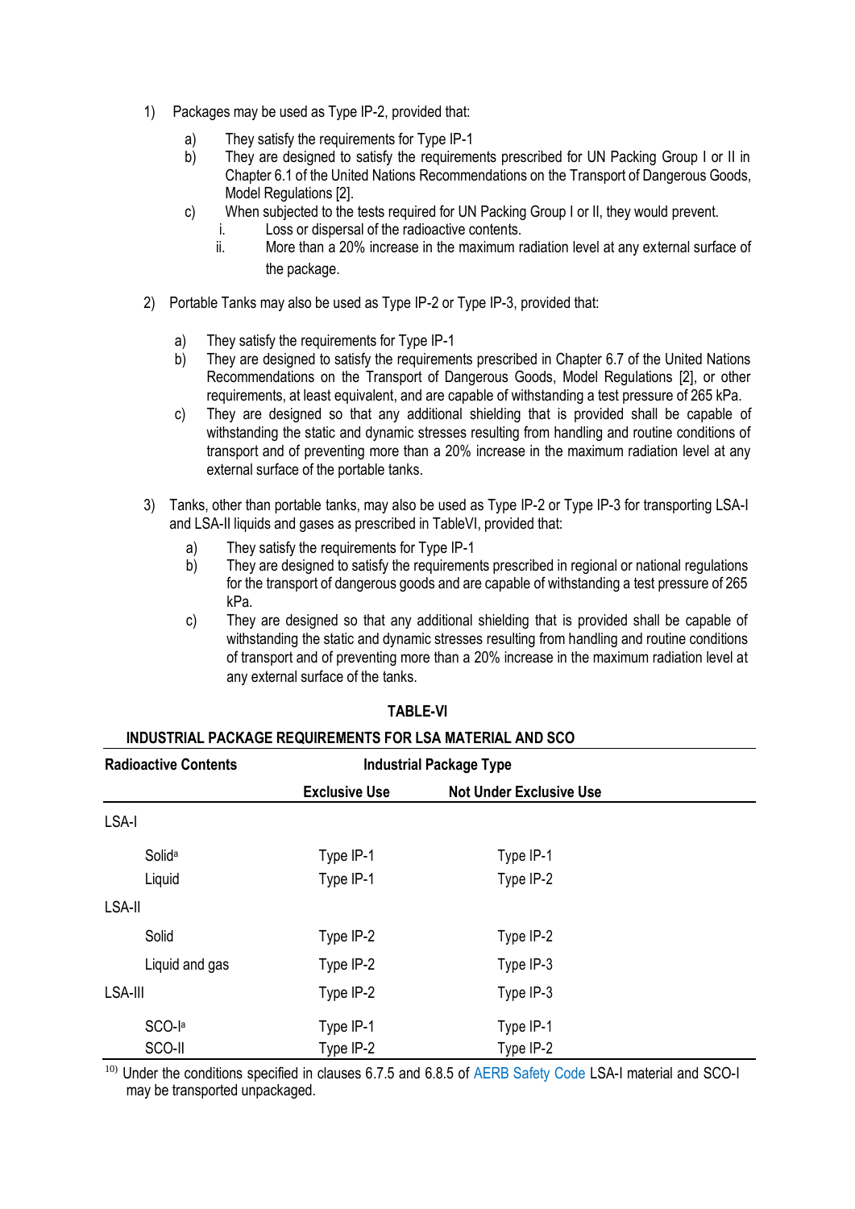1) Packages may be used as Type IP-2, provided that:

   a) They satisfy the requirements for Type IP-1
   b) They are designed to satisfy the requirements prescribed for UN Packing Group I or II in Chapter 6.1 of the United Nations Recommendations on the Transport of Dangerous Goods, Model Regulations [2].
   c) When subjected to the tests required for UN Packing Group I or II, they would prevent.
      i. Loss or dispersal of the radioactive contents.
      ii. More than a 20% increase in the maximum radiation level at any external surface of the package.

2) Portable Tanks may also be used as Type IP-2 or Type IP-3, provided that:

   a) They satisfy the requirements for Type IP-1
   b) They are designed to satisfy the requirements prescribed in Chapter 6.7 of the United Nations Recommendations on the Transport of Dangerous Goods, Model Regulations [2], or other requirements, at least equivalent, and are capable of withstanding a test pressure of 265 kPa.
   c) They are designed so that any additional shielding that is provided shall be capable of withstanding the static and dynamic stresses resulting from handling and routine conditions of transport and of preventing more than a 20% increase in the maximum radiation level at any external surface of the portable tanks.

3) Tanks, other than portable tanks, may also be used as Type IP-2 or Type IP-3 for transporting LSA-I and LSA-II liquids and gases as prescribed in TableVI, provided that:

   a) They satisfy the requirements for Type IP-1
   b) They are designed to satisfy the requirements prescribed in regional or national regulations for the transport of dangerous goods and are capable of withstanding a test pressure of 265 kPa.
   c) They are designed so that any additional shielding that is provided shall be capable of withstanding the static and dynamic stresses resulting from handling and routine conditions of transport and of preventing more than a 20% increase in the maximum radiation level at any external surface of the tanks.

**TABLE-VI**

**INDUSTRIAL PACKAGE REQUIREMENTS FOR LSA MATERIAL AND SCO**

| Radioactive Contents | Industrial Package Type | |
|---|---|---|
| | **Exclusive Use** | **Not Under Exclusive Use** |
| LSA-I | | |
| Solid[a] | Type IP-1 | Type IP-1 |
| Liquid | Type IP-1 | Type IP-2 |
| LSA-II | | |
| Solid | Type IP-2 | Type IP-2 |
| Liquid and gas | Type IP-2 | Type IP-3 |
| LSA-III | Type IP-2 | Type IP-3 |
| SCO-I[a] | Type IP-1 | Type IP-1 |
| SCO-II | Type IP-2 | Type IP-2 |

[10)] Under the conditions specified in clauses 6.7.5 and 6.8.5 of AERB Safety Code LSA-I material and SCO-I may be transported unpackaged.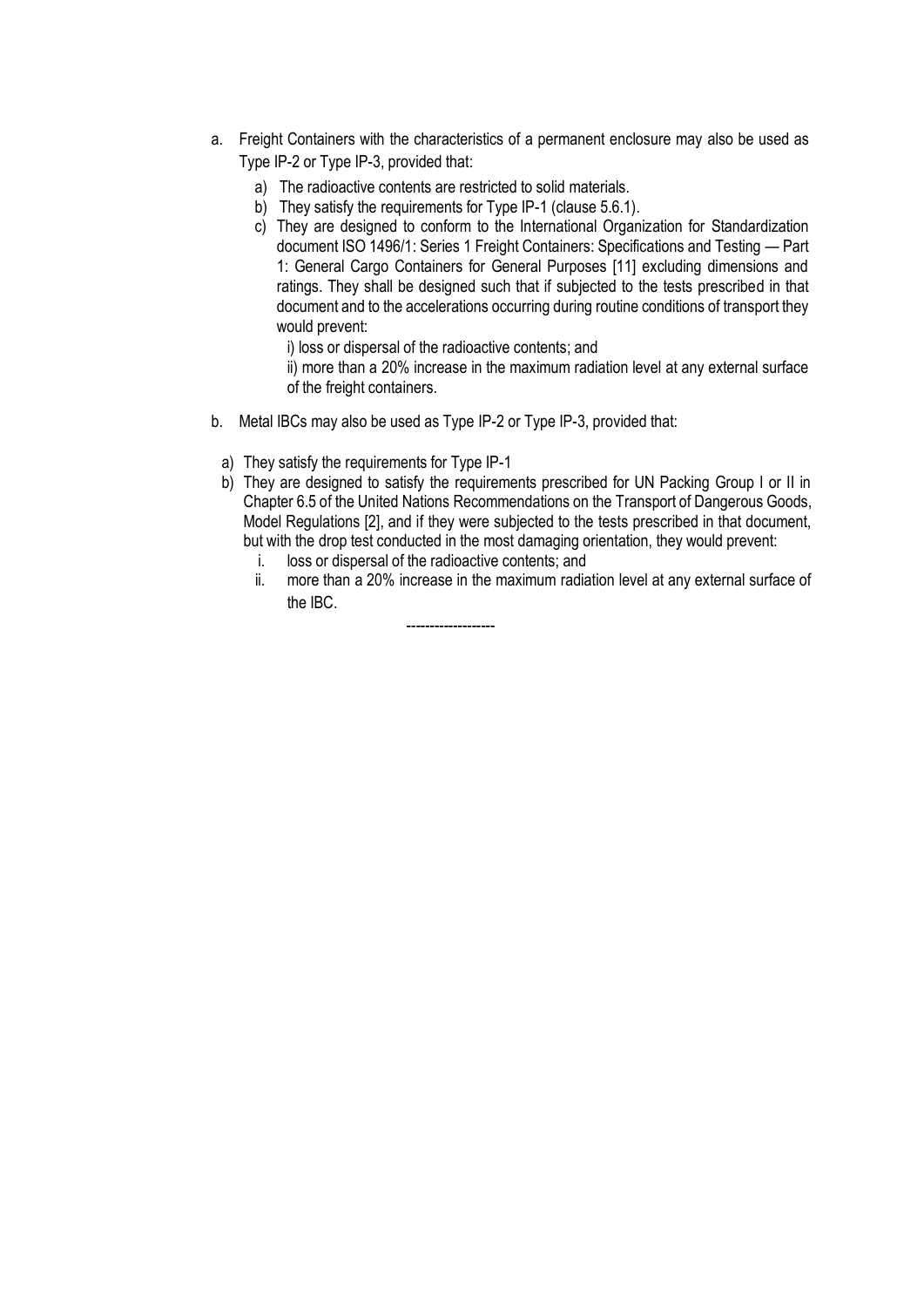a. Freight Containers with the characteristics of a permanent enclosure may also be used as Type IP-2 or Type IP-3, provided that:

   a) The radioactive contents are restricted to solid materials.
   b) They satisfy the requirements for Type IP-1 (clause 5.6.1).
   c) They are designed to conform to the International Organization for Standardization document ISO 1496/1: Series 1 Freight Containers: Specifications and Testing — Part 1: General Cargo Containers for General Purposes [11] excluding dimensions and ratings. They shall be designed such that if subjected to the tests prescribed in that document and to the accelerations occurring during routine conditions of transport they would prevent:

      i) loss or dispersal of the radioactive contents; and

      ii) more than a 20% increase in the maximum radiation level at any external surface of the freight containers.

b. Metal IBCs may also be used as Type IP-2 or Type IP-3, provided that:

   a) They satisfy the requirements for Type IP-1
   b) They are designed to satisfy the requirements prescribed for UN Packing Group I or II in Chapter 6.5 of the United Nations Recommendations on the Transport of Dangerous Goods, Model Regulations [2], and if they were subjected to the tests prescribed in that document, but with the drop test conducted in the most damaging orientation, they would prevent:
      i. loss or dispersal of the radioactive contents; and
      ii. more than a 20% increase in the maximum radiation level at any external surface of the IBC.

------------------